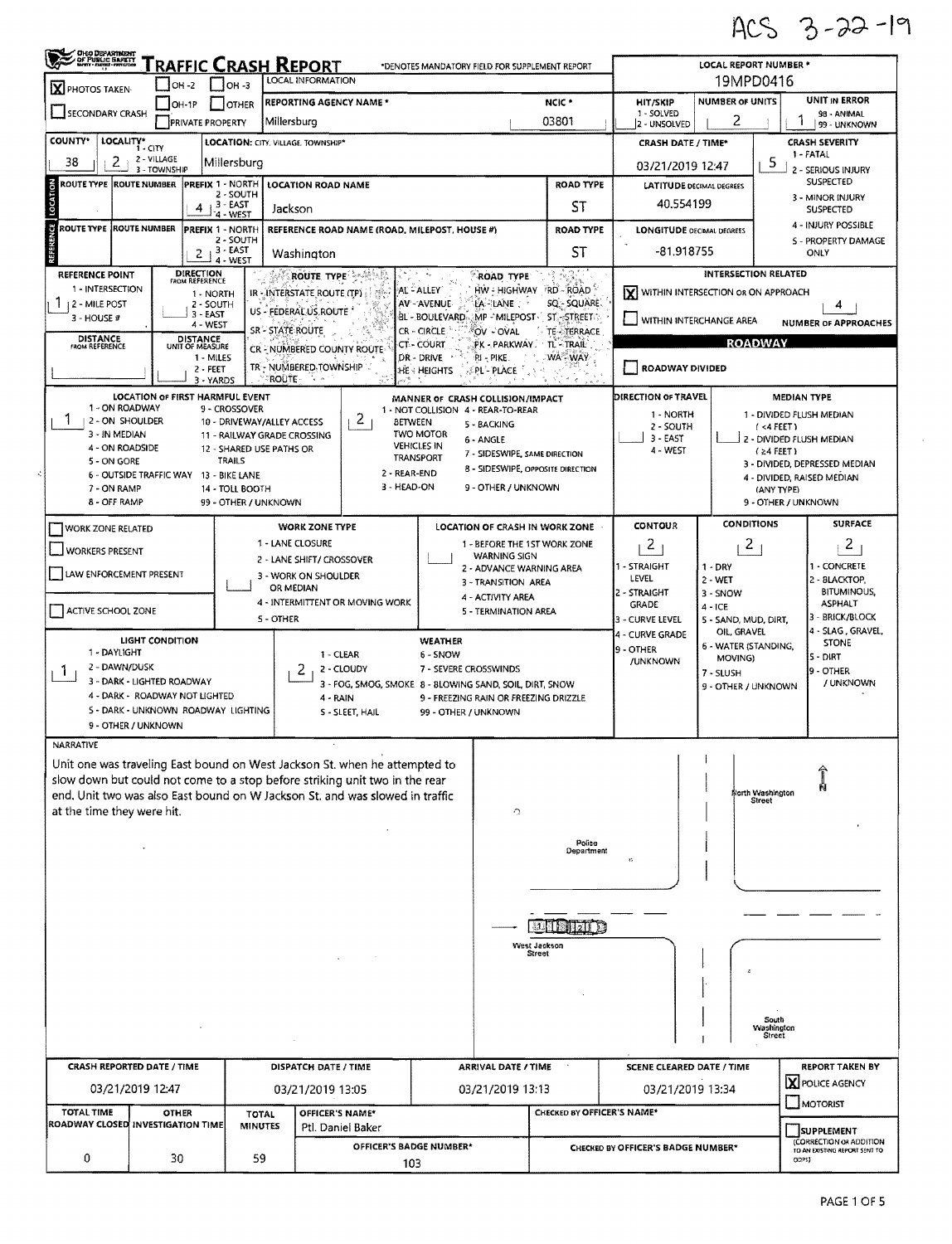ACS 3-22-19

# TRAFFIC CRASH REPORT

Ohio Department of Public Safety

*DENOTES MANDATORY FIELD FOR SUPPLEMENT REPORT

| Field | Value |
|---|---|
| LOCAL REPORT NUMBER * | 19MPD0416 |
| PHOTOS TAKEN | X |
| LOCAL INFORMATION | |
| REPORTING AGENCY NAME * | Millersburg |
| NCIC * | 03801 |
| HIT/SKIP (1 - SOLVED, 2 - UNSOLVED) | |
| NUMBER OF UNITS | 2 |
| UNIT IN ERROR (98 - ANIMAL, 99 - UNKNOWN) | 1 |
| COUNTY* | 38 |
| LOCALITY* (1 - CITY, 2 - VILLAGE, 3 - TOWNSHIP) | 2 |
| LOCATION: CITY, VILLAGE, TOWNSHIP* | Millersburg |
| CRASH DATE / TIME* | 03/21/2019 12:47 |
| CRASH SEVERITY (1 - FATAL, 2 - SERIOUS INJURY SUSPECTED, 3 - MINOR INJURY SUSPECTED, 4 - INJURY POSSIBLE, 5 - PROPERTY DAMAGE ONLY) | 5 |

## Location

| Field | Value |
|---|---|
| PREFIX (1 - NORTH, 2 - SOUTH, 3 - EAST, 4 - WEST) | 4 |
| LOCATION ROAD NAME | Jackson |
| ROAD TYPE | ST |
| LATITUDE DECIMAL DEGREES | 40.554199 |

## Reference

| Field | Value |
|---|---|
| PREFIX (1 - NORTH, 2 - SOUTH, 3 - EAST, 4 - WEST) | 2 |
| REFERENCE ROAD NAME (ROAD, MILEPOST, HOUSE #) | Washington |
| ROAD TYPE | ST |
| LONGITUDE DECIMAL DEGREES | -81.918755 |
| REFERENCE POINT (1 - INTERSECTION, 2 - MILE POST, 3 - HOUSE #) | 1 |
| DIRECTION FROM REFERENCE | |
| DISTANCE FROM REFERENCE | |
| DISTANCE UNIT OF MEASURE (1 - MILES, 2 - FEET, 3 - YARDS) | |

ROUTE TYPE: IR - INTERSTATE ROUTE (TP), US - FEDERAL US ROUTE, SR - STATE ROUTE, CR - NUMBERED COUNTY ROUTE, TR - NUMBERED TOWNSHIP ROUTE

ROAD TYPE: AL - ALLEY, AV - AVENUE, BL - BOULEVARD, CR - CIRCLE, CT - COURT, DR - DRIVE, HE - HEIGHTS, HW - HIGHWAY, LA - LANE, MP - MILEPOST, OV - OVAL, PK - PARKWAY, PI - PIKE, PL - PLACE, RD - ROAD, SQ - SQUARE, ST - STREET, TE - TERRACE, TL - TRAIL, WA - WAY

## Intersection Related

- [X] WITHIN INTERSECTION OR ON APPROACH
- [ ] WITHIN INTERCHANGE AREA
- NUMBER OF APPROACHES: 4

## Roadway

- [ ] ROADWAY DIVIDED

| Field | Value |
|---|---|
| LOCATION OF FIRST HARMFUL EVENT | 1 |
| MANNER OF CRASH COLLISION/IMPACT | 2 |
| DIRECTION OF TRAVEL | 3 |
| MEDIAN TYPE | |

LOCATION OF FIRST HARMFUL EVENT: 1 - ON ROADWAY, 2 - ON SHOULDER, 3 - IN MEDIAN, 4 - ON ROADSIDE, 5 - ON GORE, 6 - OUTSIDE TRAFFIC WAY, 7 - ON RAMP, 8 - OFF RAMP, 9 - CROSSOVER, 10 - DRIVEWAY/ALLEY ACCESS, 11 - RAILWAY GRADE CROSSING, 12 - SHARED USE PATHS OR TRAILS, 13 - BIKE LANE, 14 - TOLL BOOTH, 99 - OTHER / UNKNOWN

MANNER OF CRASH COLLISION/IMPACT: 1 - NOT COLLISION BETWEEN TWO MOTOR VEHICLES IN TRANSPORT, 2 - REAR-END, 3 - HEAD-ON, 4 - REAR-TO-REAR, 5 - BACKING, 6 - ANGLE, 7 - SIDESWIPE, SAME DIRECTION, 8 - SIDESWIPE, OPPOSITE DIRECTION, 9 - OTHER / UNKNOWN

DIRECTION OF TRAVEL: 1 - NORTH, 2 - SOUTH, 3 - EAST, 4 - WEST

MEDIAN TYPE: 1 - DIVIDED FLUSH MEDIAN (<4 FEET), 2 - DIVIDED FLUSH MEDIAN (≥4 FEET), 3 - DIVIDED, DEPRESSED MEDIAN, 4 - DIVIDED, RAISED MEDIAN (ANY TYPE), 9 - OTHER / UNKNOWN

## Work Zone

- [ ] WORK ZONE RELATED
- [ ] WORKERS PRESENT
- [ ] LAW ENFORCEMENT PRESENT
- [ ] ACTIVE SCHOOL ZONE

WORK ZONE TYPE: 1 - LANE CLOSURE, 2 - LANE SHIFT/ CROSSOVER, 3 - WORK ON SHOULDER OR MEDIAN, 4 - INTERMITTENT OR MOVING WORK, 5 - OTHER

LOCATION OF CRASH IN WORK ZONE: 1 - BEFORE THE 1ST WORK ZONE WARNING SIGN, 2 - ADVANCE WARNING AREA, 3 - TRANSITION AREA, 4 - ACTIVITY AREA, 5 - TERMINATION AREA

| CONTOUR | CONDITIONS | SURFACE |
|---|---|---|
| 2 | 2 | 2 |

CONTOUR: 1 - STRAIGHT LEVEL, 2 - STRAIGHT GRADE, 3 - CURVE LEVEL, 4 - CURVE GRADE, 9 - OTHER /UNKNOWN

CONDITIONS: 1 - DRY, 2 - WET, 3 - SNOW, 4 - ICE, 5 - SAND, MUD, DIRT, OIL, GRAVEL, 6 - WATER (STANDING, MOVING), 7 - SLUSH, 9 - OTHER / UNKNOWN

SURFACE: 1 - CONCRETE, 2 - BLACKTOP, BITUMINOUS, ASPHALT, 3 - BRICK/BLOCK, 4 - SLAG, GRAVEL, STONE, 5 - DIRT, 9 - OTHER / UNKNOWN

| LIGHT CONDITION | WEATHER |
|---|---|
| 1 | 2 |

LIGHT CONDITION: 1 - DAYLIGHT, 2 - DAWN/DUSK, 3 - DARK - LIGHTED ROADWAY, 4 - DARK - ROADWAY NOT LIGHTED, 5 - DARK - UNKNOWN ROADWAY LIGHTING, 9 - OTHER / UNKNOWN

WEATHER: 1 - CLEAR, 2 - CLOUDY, 3 - FOG, SMOG, SMOKE, 4 - RAIN, 5 - SLEET, HAIL, 6 - SNOW, 7 - SEVERE CROSSWINDS, 8 - BLOWING SAND, SOIL, DIRT, SNOW, 9 - FREEZING RAIN OR FREEZING DRIZZLE, 99 - OTHER / UNKNOWN

## Narrative

Unit one was traveling East bound on West Jackson St. when he attempted to slow down but could not come to a stop before striking unit two in the rear end. Unit two was also East bound on W Jackson St. and was slowed in traffic at the time they were hit.

Diagram labels: North Washington Street, Police Department, West Jackson Street, South Washington Street, N

| CRASH REPORTED DATE / TIME | DISPATCH DATE / TIME | ARRIVAL DATE / TIME | SCENE CLEARED DATE / TIME | REPORT TAKEN BY |
|---|---|---|---|---|
| 03/21/2019 12:47 | 03/21/2019 13:05 | 03/21/2019 13:13 | 03/21/2019 13:34 | [X] POLICE AGENCY [ ] MOTORIST |

| TOTAL TIME ROADWAY CLOSED | OTHER INVESTIGATION TIME | TOTAL MINUTES | OFFICER'S NAME* | OFFICER'S BADGE NUMBER* | CHECKED BY OFFICER'S NAME* | CHECKED BY OFFICER'S BADGE NUMBER* |
|---|---|---|---|---|---|---|
| 0 | 30 | 59 | Ptl. Daniel Baker | 103 | | |

- [ ] SUPPLEMENT (CORRECTION OR ADDITION TO AN EXISTING REPORT SENT TO ODPS)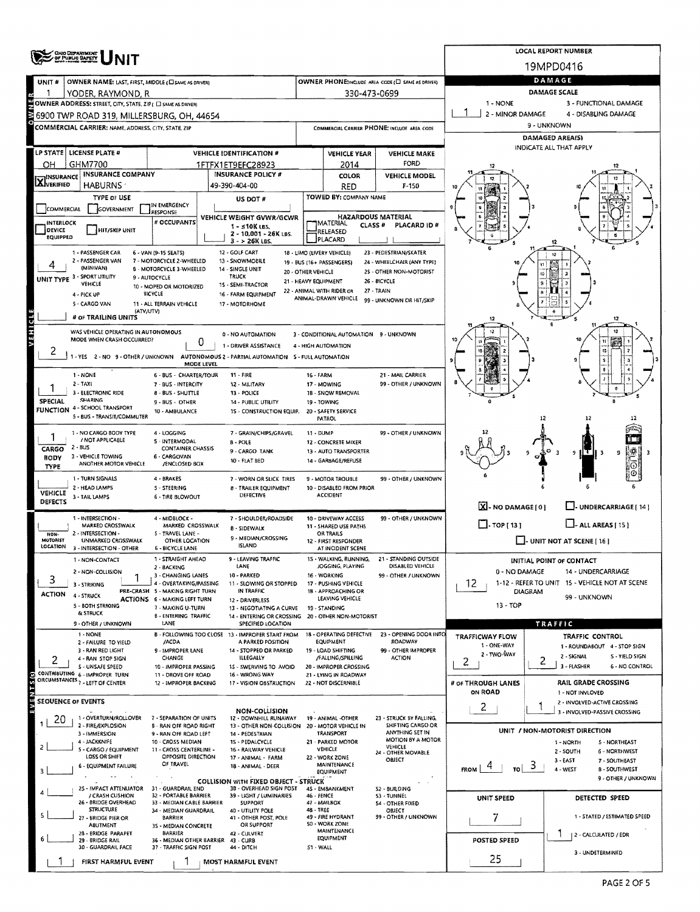# UNIT

**LOCAL REPORT NUMBER:** 19MPD0416

| UNIT # | OWNER NAME: LAST, FIRST, MIDDLE | OWNER PHONE |
|---|---|---|
| 1 | YODER, RAYMOND, R | 330-473-0699 |

**OWNER ADDRESS:** 6900 TWP ROAD 319, MILLERSBURG, OH, 44654

**COMMERCIAL CARRIER:** NAME, ADDRESS, CITY, STATE, ZIP

**COMMERCIAL CARRIER PHONE:**

| LP STATE | LICENSE PLATE # | VEHICLE IDENTIFICATION # | VEHICLE YEAR | VEHICLE MAKE |
|---|---|---|---|---|
| OH | GHM7700 | 1FTFX1ET9EFC28923 | 2014 | FORD |

| INSURANCE VERIFIED | INSURANCE COMPANY | INSURANCE POLICY # | COLOR | VEHICLE MODEL |
|---|---|---|---|---|
| X | HABURNS | 49-390-404-00 | RED | F-150 |

**TYPE OF USE:** COMMERCIAL / GOVERNMENT / IN EMERGENCY RESPONSE

**US DOT #:**

**TOWED BY: COMPANY NAME:**

**VEHICLE WEIGHT GVWR/GCWR:** 1 - ≤10K LBS. 2 - 10,001 - 26K LBS. 3 - > 26K LBS.

**HAZARDOUS MATERIAL:** MATERIAL RELEASED / PLACARD; CLASS #; PLACARD ID #

**UNIT TYPE:** 4
1 - PASSENGER CAR, 2 - PASSENGER VAN (MINIVAN), 3 - SPORT UTILITY VEHICLE, 4 - PICK UP, 5 - CARGO VAN, 6 - VAN (9-15 SEATS), 7 - MOTORCYCLE 2-WHEELED, 8 - MOTORCYCLE 3-WHEELED, 9 - AUTOCYCLE, 10 - MOPED OR MOTORIZED BICYCLE, 11 - ALL TERRAIN VEHICLE (ATV/UTV), 12 - GOLF CART, 13 - SNOWMOBILE, 14 - SINGLE UNIT TRUCK, 15 - SEMI-TRACTOR, 16 - FARM EQUIPMENT, 17 - MOTORHOME, 18 - LIMO (LIVERY VEHICLE), 19 - BUS (16+ PASSENGERS), 20 - OTHER VEHICLE, 21 - HEAVY EQUIPMENT, 22 - ANIMAL WITH RIDER OR ANIMAL-DRAWN VEHICLE, 23 - PEDESTRIAN/SKATER, 24 - WHEELCHAIR (ANY TYPE), 25 - OTHER NON-MOTORIST, 26 - BICYCLE, 27 - TRAIN, 99 - UNKNOWN OR HIT/SKIP

**# OF TRAILING UNITS:**

**WAS VEHICLE OPERATING IN AUTONOMOUS MODE WHEN CRASH OCCURRED?** 2
1 - YES 2 - NO 9 - OTHER / UNKNOWN

**AUTONOMOUS MODE LEVEL:** 0
0 - NO AUTOMATION, 1 - DRIVER ASSISTANCE, 2 - PARTIAL AUTOMATION, 3 - CONDITIONAL AUTOMATION, 4 - HIGH AUTOMATION, 5 - FULL AUTOMATION, 9 - UNKNOWN

**SPECIAL FUNCTION:** 1
1 - NONE, 2 - TAXI, 3 - ELECTRONIC RIDE SHARING, 4 - SCHOOL TRANSPORT, 5 - BUS - TRANSIT/COMMUTER, 6 - BUS - CHARTER/TOUR, 7 - BUS - INTERCITY, 8 - BUS - SHUTTLE, 9 - BUS - OTHER, 10 - AMBULANCE, 11 - FIRE, 12 - MILITARY, 13 - POLICE, 14 - PUBLIC UTILITY, 15 - CONSTRUCTION EQUIP., 16 - FARM, 17 - MOWING, 18 - SNOW REMOVAL, 19 - TOWING, 20 - SAFETY SERVICE PATROL, 21 - MAIL CARRIER, 99 - OTHER / UNKNOWN

**CARGO BODY TYPE:** 1
1 - NO CARGO BODY TYPE / NOT APPLICABLE, 2 - BUS, 3 - VEHICLE TOWING ANOTHER MOTOR VEHICLE, 4 - LOGGING, 5 - INTERMODAL CONTAINER CHASSIS, 6 - CARGOVAN /ENCLOSED BOX, 7 - GRAIN/CHIPS/GRAVEL, 8 - POLE, 9 - CARGO TANK, 10 - FLAT BED, 11 - DUMP, 12 - CONCRETE MIXER, 13 - AUTO TRANSPORTER, 14 - GARBAGE/REFUSE, 99 - OTHER / UNKNOWN

**VEHICLE DEFECTS:**
1 - TURN SIGNALS, 2 - HEAD LAMPS, 3 - TAIL LAMPS, 4 - BRAKES, 5 - STEERING, 6 - TIRE BLOWOUT, 7 - WORN OR SLICK TIRES, 8 - TRAILER EQUIPMENT DEFECTIVE, 9 - MOTOR TROUBLE, 10 - DISABLED FROM PRIOR ACCIDENT, 99 - OTHER / UNKNOWN

**NON-MOTORIST LOCATION:**
1 - INTERSECTION - MARKED CROSSWALK, 2 - INTERSECTION - UNMARKED CROSSWALK, 3 - INTERSECTION - OTHER, 4 - MIDBLOCK - MARKED CROSSWALK, 5 - TRAVEL LANE - OTHER LOCATION, 6 - BICYCLE LANE, 7 - SHOULDER/ROADSIDE, 8 - SIDEWALK, 9 - MEDIAN/CROSSING ISLAND, 10 - DRIVEWAY ACCESS, 11 - SHARED USE PATHS OR TRAILS, 12 - FIRST RESPONDER AT INCIDENT SCENE, 99 - OTHER / UNKNOWN

**ACTION:** 3
1 - NON-CONTACT, 2 - NON-COLLISION, 3 - STRIKING, 4 - STRUCK, 5 - BOTH STRIKING & STRUCK, 9 - OTHER / UNKNOWN

**PRE-CRASH ACTIONS:** 1
1 - STRAIGHT AHEAD, 2 - BACKING, 3 - CHANGING LANES, 4 - OVERTAKING/PASSING, 5 - MAKING RIGHT TURN, 6 - MAKING LEFT TURN, 7 - MAKING U-TURN, 8 - ENTERING TRAFFIC LANE, 9 - LEAVING TRAFFIC LANE, 10 - PARKED, 11 - SLOWING OR STOPPED IN TRAFFIC, 12 - DRIVERLESS, 13 - NEGOTIATING A CURVE, 14 - ENTERING OR CROSSING SPECIFIED LOCATION, 15 - WALKING, RUNNING, JOGGING, PLAYING, 16 - WORKING, 17 - PUSHING VEHICLE, 18 - APPROACHING OR LEAVING VEHICLE, 19 - STANDING, 20 - OTHER NON-MOTORIST, 21 - STANDING OUTSIDE DISABLED VEHICLE, 99 - OTHER / UNKNOWN

**CONTRIBUTING CIRCUMSTANCES:** 2
1 - NONE, 2 - FAILURE TO YIELD, 3 - RAN RED LIGHT, 4 - RAN STOP SIGN, 5 - UNSAFE SPEED, 6 - IMPROPER TURN, 7 - LEFT OF CENTER, 8 - FOLLOWING TOO CLOSE /ACDA, 9 - IMPROPER LANE CHANGE, 10 - IMPROPER PASSING, 11 - DROVE OFF ROAD, 12 - IMPROPER BACKING, 13 - IMPROPER START FROM A PARKED POSITION, 14 - STOPPED OR PARKED ILLEGALLY, 15 - SWERVING TO AVOID, 16 - WRONG WAY, 17 - VISION OBSTRUCTION, 18 - OPERATING DEFECTIVE EQUIPMENT, 19 - LOAD SHIFTING /FALLING/SPILLING, 20 - IMPROPER CROSSING, 21 - LYING IN ROADWAY, 22 - NOT DISCERNIBLE, 23 - OPENING DOOR INTO ROADWAY, 99 - OTHER IMPROPER ACTION

## SEQUENCE OF EVENTS

| # | Event |
|---|---|
| 1 | 20 |
| 2 | |
| 3 | |
| 4 | |
| 5 | |
| 6 | |

1 - OVERTURN/ROLLOVER, 2 - FIRE/EXPLOSION, 3 - IMMERSION, 4 - JACKKNIFE, 5 - CARGO / EQUIPMENT LOSS OR SHIFT, 6 - EQUIPMENT FAILURE, 7 - SEPARATION OF UNITS, 8 - RAN OFF ROAD RIGHT, 9 - RAN OFF ROAD LEFT, 10 - CROSS MEDIAN, 11 - CROSS CENTERLINE - OPPOSITE DIRECTION OF TRAVEL

**NON-COLLISION:** 12 - DOWNHILL RUNAWAY, 13 - OTHER NON-COLLISION, 14 - PEDESTRIAN, 15 - PEDALCYCLE, 16 - RAILWAY VEHICLE, 17 - ANIMAL - FARM, 18 - ANIMAL - DEER, 19 - ANIMAL - OTHER, 20 - MOTOR VEHICLE IN TRANSPORT, 21 - PARKED MOTOR VEHICLE, 22 - WORK ZONE MAINTENANCE EQUIPMENT, 23 - STRUCK BY FALLING, SHIFTING CARGO OR ANYTHING SET IN MOTION BY A MOTOR VEHICLE, 24 - OTHER MOVABLE OBJECT

**COLLISION WITH FIXED OBJECT - STRUCK:** 25 - IMPACT ATTENUATOR / CRASH CUSHION, 26 - BRIDGE OVERHEAD STRUCTURE, 27 - BRIDGE PIER OR ABUTMENT, 28 - BRIDGE PARAPET, 29 - BRIDGE RAIL, 30 - GUARDRAIL FACE, 31 - GUARDRAIL END, 32 - PORTABLE BARRIER, 33 - MEDIAN CABLE BARRIER, 34 - MEDIAN GUARDRAIL BARRIER, 35 - MEDIAN CONCRETE BARRIER, 36 - MEDIAN OTHER BARRIER, 37 - TRAFFIC SIGN POST, 38 - OVERHEAD SIGN POST, 39 - LIGHT / LUMINARIES SUPPORT, 40 - UTILITY POLE, 41 - OTHER POST, POLE OR SUPPORT, 42 - CULVERT, 43 - CURB, 44 - DITCH, 45 - EMBANKMENT, 46 - FENCE, 47 - MAILBOX, 48 - TREE, 49 - FIRE HYDRANT, 50 - WORK ZONE MAINTENANCE EQUIPMENT, 51 - WALL, 52 - BUILDING, 53 - TUNNEL, 54 - OTHER FIXED OBJECT, 99 - OTHER / UNKNOWN

**FIRST HARMFUL EVENT:** 1
**MOST HARMFUL EVENT:** 1

## DAMAGE

**DAMAGE SCALE:** 1
1 - NONE, 2 - MINOR DAMAGE, 3 - FUNCTIONAL DAMAGE, 4 - DISABLING DAMAGE, 9 - UNKNOWN

**DAMAGED AREA(S):** INDICATE ALL THAT APPLY

- [X] NO DAMAGE [0]
- [ ] UNDERCARRIAGE [14]
- [ ] TOP [13]
- [ ] ALL AREAS [15]
- [ ] UNIT NOT AT SCENE [16]

**INITIAL POINT OF CONTACT:** 12
0 - NO DAMAGE, 1-12 - REFER TO UNIT DIAGRAM, 13 - TOP, 14 - UNDERCARRIAGE, 15 - VEHICLE NOT AT SCENE, 99 - UNKNOWN

## TRAFFIC

**TRAFFICWAY FLOW:** 2
1 - ONE-WAY, 2 - TWO-WAY

**TRAFFIC CONTROL:** 2
1 - ROUNDABOUT, 2 - SIGNAL, 3 - FLASHER, 4 - STOP SIGN, 5 - YIELD SIGN, 6 - NO CONTROL

**# OF THROUGH LANES ON ROAD:** 2

**RAIL GRADE CROSSING:** 1
1 - NOT INVOLVED, 2 - INVOLVED-ACTIVE CROSSING, 3 - INVOLVED-PASSIVE CROSSING

**UNIT / NON-MOTORIST DIRECTION:** FROM 4 TO 3
1 - NORTH, 2 - SOUTH, 3 - EAST, 4 - WEST, 5 - NORTHEAST, 6 - NORTHWEST, 7 - SOUTHEAST, 8 - SOUTHWEST, 9 - OTHER / UNKNOWN

**UNIT SPEED:** 7

**POSTED SPEED:** 25

**DETECTED SPEED:** 1
1 - STATED / ESTIMATED SPEED, 2 - CALCULATED / EDR, 3 - UNDETERMINED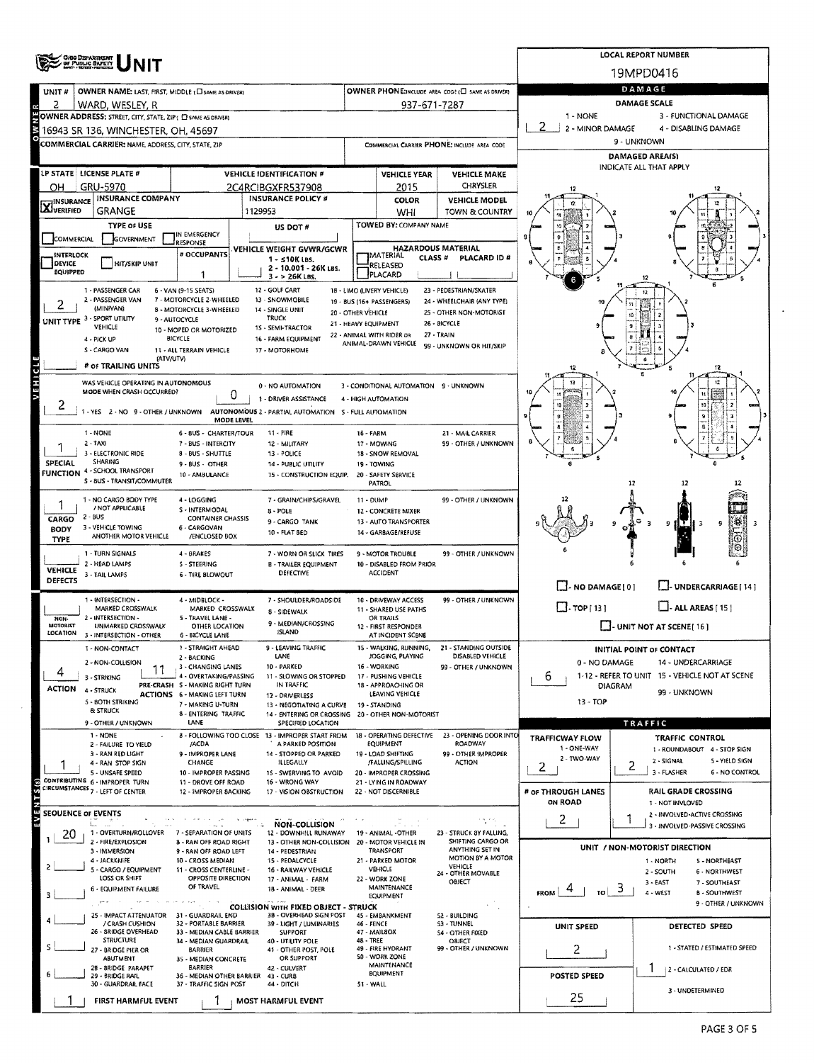# OHIO DEPARTMENT OF PUBLIC SAFETY UNIT

**LOCAL REPORT NUMBER:** 19MPD0416

## Owner

| Field | Value |
|---|---|
| UNIT # | 2 |
| OWNER NAME: LAST, FIRST, MIDDLE (☐ SAME AS DRIVER) | WARD, WESLEY, R |
| OWNER PHONE: INCLUDE AREA CODE (☐ SAME AS DRIVER) | 937-671-7287 |
| OWNER ADDRESS: STREET, CITY, STATE, ZIP (☐ SAME AS DRIVER) | 16943 SR 136, WINCHESTER, OH, 45697 |
| COMMERCIAL CARRIER: NAME, ADDRESS, CITY, STATE, ZIP | |
| COMMERCIAL CARRIER PHONE: INCLUDE AREA CODE | |

## Vehicle

| LP STATE | LICENSE PLATE # | VEHICLE IDENTIFICATION # | VEHICLE YEAR | VEHICLE MAKE |
|---|---|---|---|---|
| OH | GRU-5970 | 2C4RC1BGXFR537908 | 2015 | CHRYSLER |

| INSURANCE VERIFIED | INSURANCE COMPANY | INSURANCE POLICY # | COLOR | VEHICLE MODEL |
|---|---|---|---|---|
| X | GRANGE | 1129953 | WHI | TOWN & COUNTRY |

- **TYPE OF USE:** ☐ COMMERCIAL ☐ GOVERNMENT ☐ IN EMERGENCY RESPONSE
- **US DOT #:**
- **TOWED BY:** COMPANY NAME
- ☐ INTERLOCK DEVICE EQUIPPED ☐ HIT/SKIP UNIT
- **# OCCUPANTS:** 1
- **VEHICLE WEIGHT GVWR/GCWR:** 1 - ≤10K LBS. 2 - 10.001 - 26K LBS. 3 - > 26K LBS.
- **HAZARDOUS MATERIAL:** ☐ MATERIAL RELEASED CLASS # PLACARD ID # ☐ PLACARD

**UNIT TYPE:** 2
1 - PASSENGER CAR, 2 - PASSENGER VAN (MINIVAN), 3 - SPORT UTILITY VEHICLE, 4 - PICK UP, 5 - CARGO VAN, 6 - VAN (9-15 SEATS), 7 - MOTORCYCLE 2-WHEELED, 8 - MOTORCYCLE 3-WHEELED, 9 - AUTOCYCLE, 10 - MOPED OR MOTORIZED BICYCLE, 11 - ALL TERRAIN VEHICLE (ATV/UTV), 12 - GOLF CART, 13 - SNOWMOBILE, 14 - SINGLE UNIT TRUCK, 15 - SEMI-TRACTOR, 16 - FARM EQUIPMENT, 17 - MOTORHOME, 18 - LIMO (LIVERY VEHICLE), 19 - BUS (16+ PASSENGERS), 20 - OTHER VEHICLE, 21 - HEAVY EQUIPMENT, 22 - ANIMAL WITH RIDER OR ANIMAL-DRAWN VEHICLE, 23 - PEDESTRIAN/SKATER, 24 - WHEELCHAIR (ANY TYPE), 25 - OTHER NON-MOTORIST, 26 - BICYCLE, 27 - TRAIN, 99 - UNKNOWN OR HIT/SKIP

**# OF TRAILING UNITS:**

**WAS VEHICLE OPERATING IN AUTONOMOUS MODE WHEN CRASH OCCURRED?** 2
1 - YES 2 - NO 9 - OTHER / UNKNOWN

**AUTONOMOUS MODE LEVEL:** 0
0 - NO AUTOMATION, 1 - DRIVER ASSISTANCE, 2 - PARTIAL AUTOMATION, 3 - CONDITIONAL AUTOMATION, 4 - HIGH AUTOMATION, 5 - FULL AUTOMATION, 9 - UNKNOWN

**SPECIAL FUNCTION:** 1
1 - NONE, 2 - TAXI, 3 - ELECTRONIC RIDE SHARING, 4 - SCHOOL TRANSPORT, 5 - BUS - TRANSIT/COMMUTER, 6 - BUS - CHARTER/TOUR, 7 - BUS - INTERCITY, 8 - BUS - SHUTTLE, 9 - BUS - OTHER, 10 - AMBULANCE, 11 - FIRE, 12 - MILITARY, 13 - POLICE, 14 - PUBLIC UTILITY, 15 - CONSTRUCTION EQUIP., 16 - FARM, 17 - MOWING, 18 - SNOW REMOVAL, 19 - TOWING, 20 - SAFETY SERVICE PATROL, 21 - MAIL CARRIER, 99 - OTHER / UNKNOWN

**CARGO BODY TYPE:** 1
1 - NO CARGO BODY TYPE / NOT APPLICABLE, 2 - BUS, 3 - VEHICLE TOWING ANOTHER MOTOR VEHICLE, 4 - LOGGING, 5 - INTERMODAL CONTAINER CHASSIS, 6 - CARGOVAN /ENCLOSED BOX, 7 - GRAIN/CHIPS/GRAVEL, 8 - POLE, 9 - CARGO TANK, 10 - FLAT BED, 11 - DUMP, 12 - CONCRETE MIXER, 13 - AUTO TRANSPORTER, 14 - GARBAGE/REFUSE, 99 - OTHER / UNKNOWN

**VEHICLE DEFECTS:**
1 - TURN SIGNALS, 2 - HEAD LAMPS, 3 - TAIL LAMPS, 4 - BRAKES, 5 - STEERING, 6 - TIRE BLOWOUT, 7 - WORN OR SLICK TIRES, 8 - TRAILER EQUIPMENT DEFECTIVE, 9 - MOTOR TROUBLE, 10 - DISABLED FROM PRIOR ACCIDENT, 99 - OTHER / UNKNOWN

**NON-MOTORIST LOCATION:**
1 - INTERSECTION - MARKED CROSSWALK, 2 - INTERSECTION - UNMARKED CROSSWALK, 3 - INTERSECTION - OTHER, 4 - MIDBLOCK - MARKED CROSSWALK, 5 - TRAVEL LANE - OTHER LOCATION, 6 - BICYCLE LANE, 7 - SHOULDER/ROADSIDE, 8 - SIDEWALK, 9 - MEDIAN/CROSSING ISLAND, 10 - DRIVEWAY ACCESS, 11 - SHARED USE PATHS OR TRAILS, 12 - FIRST RESPONDER AT INCIDENT SCENE, 99 - OTHER / UNKNOWN

**ACTION:** 4
1 - NON-CONTACT, 2 - NON-COLLISION, 3 - STRIKING, 4 - STRUCK, 5 - BOTH STRIKING & STRUCK, 9 - OTHER / UNKNOWN

**PRE-CRASH ACTIONS:** 11
1 - STRAIGHT AHEAD, 2 - BACKING, 3 - CHANGING LANES, 4 - OVERTAKING/PASSING, 5 - MAKING RIGHT TURN, 6 - MAKING LEFT TURN, 7 - MAKING U-TURN, 8 - ENTERING TRAFFIC LANE, 9 - LEAVING TRAFFIC LANE, 10 - PARKED, 11 - SLOWING OR STOPPED IN TRAFFIC, 12 - DRIVERLESS, 13 - NEGOTIATING A CURVE, 14 - ENTERING OR CROSSING SPECIFIED LOCATION, 15 - WALKING, RUNNING, JOGGING, PLAYING, 16 - WORKING, 17 - PUSHING VEHICLE, 18 - APPROACHING OR LEAVING VEHICLE, 19 - STANDING, 20 - OTHER NON-MOTORIST, 21 - STANDING OUTSIDE DISABLED VEHICLE, 99 - OTHER / UNKNOWN

**CONTRIBUTING CIRCUMSTANCES:** 1
1 - NONE, 2 - FAILURE TO YIELD, 3 - RAN RED LIGHT, 4 - RAN STOP SIGN, 5 - UNSAFE SPEED, 6 - IMPROPER TURN, 7 - LEFT OF CENTER, 8 - FOLLOWING TOO CLOSE /ACDA, 9 - IMPROPER LANE CHANGE, 10 - IMPROPER PASSING, 11 - DROVE OFF ROAD, 12 - IMPROPER BACKING, 13 - IMPROPER START FROM A PARKED POSITION, 14 - STOPPED OR PARKED ILLEGALLY, 15 - SWERVING TO AVOID, 16 - WRONG WAY, 17 - VISION OBSTRUCTION, 18 - OPERATING DEFECTIVE EQUIPMENT, 19 - LOAD SHIFTING /FALLING/SPILLING, 20 - IMPROPER CROSSING, 21 - LYING IN ROADWAY, 22 - NOT DISCERNIBLE, 23 - OPENING DOOR INTO ROADWAY, 99 - OTHER IMPROPER ACTION

## Sequence of Events

| # | Event |
|---|---|
| 1 | 20 |
| 2 | |
| 3 | |
| 4 | |
| 5 | |
| 6 | |

- **FIRST HARMFUL EVENT:** 1
- **MOST HARMFUL EVENT:** 1

**NON-COLLISION:** 1 - OVERTURN/ROLLOVER, 2 - FIRE/EXPLOSION, 3 - IMMERSION, 4 - JACKKNIFE, 5 - CARGO / EQUIPMENT LOSS OR SHIFT, 6 - EQUIPMENT FAILURE, 7 - SEPARATION OF UNITS, 8 - RAN OFF ROAD RIGHT, 9 - RAN OFF ROAD LEFT, 10 - CROSS MEDIAN, 11 - CROSS CENTERLINE - OPPOSITE DIRECTION OF TRAVEL, 12 - DOWNHILL RUNAWAY, 13 - OTHER NON-COLLISION, 14 - PEDESTRIAN, 15 - PEDALCYCLE, 16 - RAILWAY VEHICLE, 17 - ANIMAL - FARM, 18 - ANIMAL - DEER, 19 - ANIMAL -OTHER, 20 - MOTOR VEHICLE IN TRANSPORT, 21 - PARKED MOTOR VEHICLE, 22 - WORK ZONE MAINTENANCE EQUIPMENT, 23 - STRUCK BY FALLING, SHIFTING CARGO OR ANYTHING SET IN MOTION BY A MOTOR VEHICLE, 24 - OTHER MOVABLE OBJECT

**COLLISION WITH FIXED OBJECT - STRUCK:** 25 - IMPACT ATTENUATOR / CRASH CUSHION, 26 - BRIDGE OVERHEAD STRUCTURE, 27 - BRIDGE PIER OR ABUTMENT, 28 - BRIDGE PARAPET, 29 - BRIDGE RAIL, 30 - GUARDRAIL FACE, 31 - GUARDRAIL END, 32 - PORTABLE BARRIER, 33 - MEDIAN CABLE BARRIER, 34 - MEDIAN GUARDRAIL BARRIER, 35 - MEDIAN CONCRETE BARRIER, 36 - MEDIAN OTHER BARRIER, 37 - TRAFFIC SIGN POST, 38 - OVERHEAD SIGN POST, 39 - LIGHT / LUMINARIES SUPPORT, 40 - UTILITY POLE, 41 - OTHER POST, POLE OR SUPPORT, 42 - CULVERT, 43 - CURB, 44 - DITCH, 45 - EMBANKMENT, 46 - FENCE, 47 - MAILBOX, 48 - TREE, 49 - FIRE HYDRANT, 50 - WORK ZONE MAINTENANCE EQUIPMENT, 51 - WALL, 52 - BUILDING, 53 - TUNNEL, 54 - OTHER FIXED OBJECT, 99 - OTHER / UNKNOWN

## Damage

**DAMAGE SCALE:** 2
1 - NONE, 2 - MINOR DAMAGE, 3 - FUNCTIONAL DAMAGE, 4 - DISABLING DAMAGE, 9 - UNKNOWN

**DAMAGED AREA(S)** INDICATE ALL THAT APPLY: 6

☐ - NO DAMAGE [ 0 ] ☐ - UNDERCARRIAGE [ 14 ] ☐ - TOP [ 13 ] ☐ - ALL AREAS [ 15 ] ☐ - UNIT NOT AT SCENE [ 16 ]

**INITIAL POINT OF CONTACT:** 6
0 - NO DAMAGE, 1-12 - REFER TO UNIT DIAGRAM, 13 - TOP, 14 - UNDERCARRIAGE, 15 - VEHICLE NOT AT SCENE, 99 - UNKNOWN

## Traffic

- **TRAFFICWAY FLOW:** 2 (1 - ONE-WAY, 2 - TWO-WAY)
- **TRAFFIC CONTROL:** 2 (1 - ROUNDABOUT, 2 - SIGNAL, 3 - FLASHER, 4 - STOP SIGN, 5 - YIELD SIGN, 6 - NO CONTROL)
- **# OF THROUGH LANES ON ROAD:** 2
- **RAIL GRADE CROSSING:** 1 (1 - NOT INVLOVED, 2 - INVOLVED-ACTIVE CROSSING, 3 - INVOLVED-PASSIVE CROSSING)

**UNIT / NON-MOTORIST DIRECTION:** FROM 4 TO 3
1 - NORTH, 2 - SOUTH, 3 - EAST, 4 - WEST, 5 - NORTHEAST, 6 - NORTHWEST, 7 - SOUTHEAST, 8 - SOUTHWEST, 9 - OTHER / UNKNOWN

- **UNIT SPEED:** 2
- **POSTED SPEED:** 25
- **DETECTED SPEED:** 1 (1 - STATED / ESTIMATED SPEED, 2 - CALCULATED / EDR, 3 - UNDETERMINED)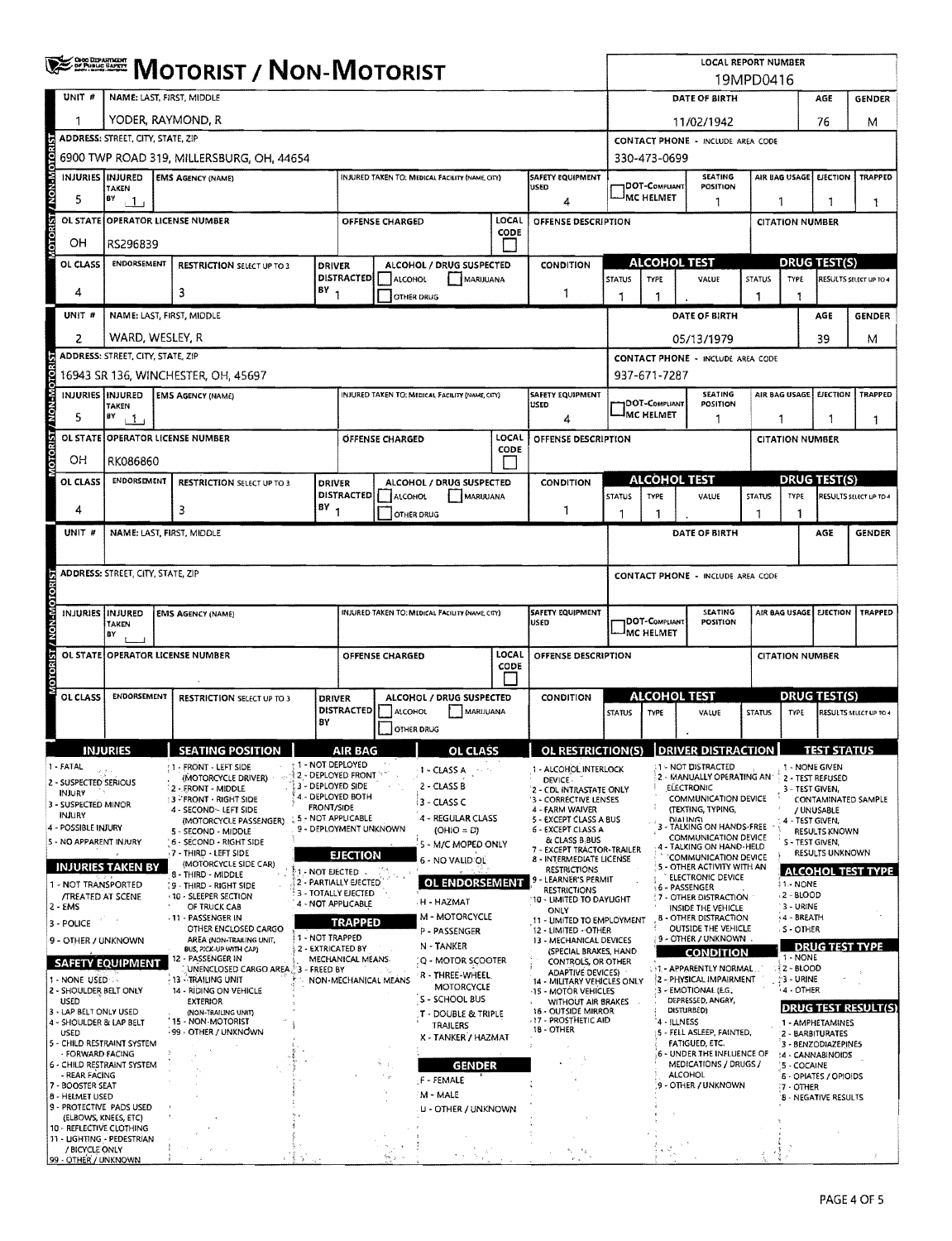# MOTORIST / NON-MOTORIST

**LOCAL REPORT NUMBER:** 19MPD0416

## Unit 1

| UNIT # | NAME: LAST, FIRST, MIDDLE | DATE OF BIRTH | AGE | GENDER |
|---|---|---|---|---|
| 1 | YODER, RAYMOND, R | 11/02/1942 | 76 | M |

| ADDRESS: STREET, CITY, STATE, ZIP | CONTACT PHONE - INCLUDE AREA CODE |
|---|---|
| 6900 TWP ROAD 319, MILLERSBURG, OH, 44654 | 330-473-0699 |

| INJURIES | INJURED TAKEN BY | EMS AGENCY (NAME) | INJURED TAKEN TO: MEDICAL FACILITY (NAME, CITY) | SAFETY EQUIPMENT USED | DOT-COMPLIANT MC HELMET | SEATING POSITION | AIR BAG USAGE | EJECTION | TRAPPED |
|---|---|---|---|---|---|---|---|---|---|
| 5 | 1 | | | 4 | | 1 | 1 | 1 | 1 |

| OL STATE | OPERATOR LICENSE NUMBER | OFFENSE CHARGED | LOCAL CODE | OFFENSE DESCRIPTION | CITATION NUMBER |
|---|---|---|---|---|---|
| OH | RS296839 | | | | |

| OL CLASS | ENDORSEMENT | RESTRICTION SELECT UP TO 3 | DRIVER DISTRACTED BY | ALCOHOL / DRUG SUSPECTED | CONDITION | ALCOHOL TEST STATUS | ALCOHOL TEST TYPE | ALCOHOL TEST VALUE | DRUG TEST(S) STATUS | DRUG TEST(S) TYPE | RESULTS SELECT UP TO 4 |
|---|---|---|---|---|---|---|---|---|---|---|---|
| 4 | | 3 | 1 | | 1 | 1 | 1 | . | 1 | 1 | |

## Unit 2

| UNIT # | NAME: LAST, FIRST, MIDDLE | DATE OF BIRTH | AGE | GENDER |
|---|---|---|---|---|
| 2 | WARD, WESLEY, R | 05/13/1979 | 39 | M |

| ADDRESS: STREET, CITY, STATE, ZIP | CONTACT PHONE - INCLUDE AREA CODE |
|---|---|
| 16943 SR 136, WINCHESTER, OH, 45697 | 937-671-7287 |

| INJURIES | INJURED TAKEN BY | EMS AGENCY (NAME) | INJURED TAKEN TO: MEDICAL FACILITY (NAME, CITY) | SAFETY EQUIPMENT USED | DOT-COMPLIANT MC HELMET | SEATING POSITION | AIR BAG USAGE | EJECTION | TRAPPED |
|---|---|---|---|---|---|---|---|---|---|
| 5 | 1 | | | 4 | | 1 | 1 | 1 | 1 |

| OL STATE | OPERATOR LICENSE NUMBER | OFFENSE CHARGED | LOCAL CODE | OFFENSE DESCRIPTION | CITATION NUMBER |
|---|---|---|---|---|---|
| OH | RK086860 | | | | |

| OL CLASS | ENDORSEMENT | RESTRICTION SELECT UP TO 3 | DRIVER DISTRACTED BY | ALCOHOL / DRUG SUSPECTED | CONDITION | ALCOHOL TEST STATUS | ALCOHOL TEST TYPE | ALCOHOL TEST VALUE | DRUG TEST(S) STATUS | DRUG TEST(S) TYPE | RESULTS SELECT UP TO 4 |
|---|---|---|---|---|---|---|---|---|---|---|---|
| 4 | | 3 | 1 | | 1 | 1 | 1 | . | 1 | 1 | |

## Unit (blank)

| UNIT # | NAME: LAST, FIRST, MIDDLE | DATE OF BIRTH | AGE | GENDER |
|---|---|---|---|---|
| | | | | |

| ADDRESS: STREET, CITY, STATE, ZIP | CONTACT PHONE - INCLUDE AREA CODE |
|---|---|
| | |

| INJURIES | INJURED TAKEN BY | EMS AGENCY (NAME) | INJURED TAKEN TO: MEDICAL FACILITY (NAME, CITY) | SAFETY EQUIPMENT USED | DOT-COMPLIANT MC HELMET | SEATING POSITION | AIR BAG USAGE | EJECTION | TRAPPED |
|---|---|---|---|---|---|---|---|---|---|
| | | | | | | | | | |

| OL STATE | OPERATOR LICENSE NUMBER | OFFENSE CHARGED | LOCAL CODE | OFFENSE DESCRIPTION | CITATION NUMBER |
|---|---|---|---|---|---|
| | | | | | |

| OL CLASS | ENDORSEMENT | RESTRICTION SELECT UP TO 3 | DRIVER DISTRACTED BY | ALCOHOL / DRUG SUSPECTED | CONDITION | ALCOHOL TEST STATUS | ALCOHOL TEST TYPE | ALCOHOL TEST VALUE | DRUG TEST(S) STATUS | DRUG TEST(S) TYPE | RESULTS SELECT UP TO 4 |
|---|---|---|---|---|---|---|---|---|---|---|---|
| | | | | | | | | . | | | |

## Codes

**INJURIES**
1 - FATAL
2 - SUSPECTED SERIOUS INJURY
3 - SUSPECTED MINOR INJURY
4 - POSSIBLE INJURY
5 - NO APPARENT INJURY

**INJURIES TAKEN BY**
1 - NOT TRANSPORTED /TREATED AT SCENE
2 - EMS
3 - POLICE
9 - OTHER / UNKNOWN

**SAFETY EQUIPMENT**
1 - NONE USED
2 - SHOULDER BELT ONLY USED
3 - LAP BELT ONLY USED
4 - SHOULDER & LAP BELT USED
5 - CHILD RESTRAINT SYSTEM - FORWARD FACING
6 - CHILD RESTRAINT SYSTEM - REAR FACING
7 - BOOSTER SEAT
8 - HELMET USED
9 - PROTECTIVE PADS USED (ELBOWS, KNEES, ETC)
10 - REFLECTIVE CLOTHING
11 - LIGHTING - PEDESTRIAN / BICYCLE ONLY
99 - OTHER / UNKNOWN

**SEATING POSITION**
1 - FRONT - LEFT SIDE (MOTORCYCLE DRIVER)
2 - FRONT - MIDDLE
3 - FRONT - RIGHT SIDE
4 - SECOND - LEFT SIDE (MOTORCYCLE PASSENGER)
5 - SECOND - MIDDLE
6 - SECOND - RIGHT SIDE
7 - THIRD - LEFT SIDE (MOTORCYCLE SIDE CAR)
8 - THIRD - MIDDLE
9 - THIRD - RIGHT SIDE
10 - SLEEPER SECTION OF TRUCK CAB
11 - PASSENGER IN OTHER ENCLOSED CARGO AREA (NON-TRAILING UNIT, BUS, PICK-UP WITH CAP)
12 - PASSENGER IN UNENCLOSED CARGO AREA
13 - TRAILING UNIT
14 - RIDING ON VEHICLE EXTERIOR (NON-TRAILING UNIT)
15 - NON-MOTORIST
99 - OTHER / UNKNOWN

**AIR BAG**
1 - NOT DEPLOYED
2 - DEPLOYED FRONT
3 - DEPLOYED SIDE
4 - DEPLOYED BOTH FRONT/SIDE
5 - NOT APPLICABLE
9 - DEPLOYMENT UNKNOWN

**EJECTION**
1 - NOT EJECTED
2 - PARTIALLY EJECTED
3 - TOTALLY EJECTED
4 - NOT APPLICABLE

**TRAPPED**
1 - NOT TRAPPED
2 - EXTRICATED BY MECHANICAL MEANS
3 - FREED BY NON-MECHANICAL MEANS

**OL CLASS**
1 - CLASS A
2 - CLASS B
3 - CLASS C
4 - REGULAR CLASS (OHIO = D)
5 - M/C MOPED ONLY
6 - NO VALID OL

**OL ENDORSEMENT**
H - HAZMAT
M - MOTORCYCLE
P - PASSENGER
N - TANKER
Q - MOTOR SCOOTER
R - THREE-WHEEL MOTORCYCLE
S - SCHOOL BUS
T - DOUBLE & TRIPLE TRAILERS
X - TANKER / HAZMAT

**GENDER**
F - FEMALE
M - MALE
U - OTHER / UNKNOWN

**OL RESTRICTION(S)**
1 - ALCOHOL INTERLOCK DEVICE
2 - CDL INTRASTATE ONLY
3 - CORRECTIVE LENSES
4 - FARM WAIVER
5 - EXCEPT CLASS A BUS
6 - EXCEPT CLASS A & CLASS B BUS
7 - EXCEPT TRACTOR-TRAILER
8 - INTERMEDIATE LICENSE RESTRICTIONS
9 - LEARNER'S PERMIT RESTRICTIONS
10 - LIMITED TO DAYLIGHT ONLY
11 - LIMITED TO EMPLOYMENT
12 - LIMITED - OTHER
13 - MECHANICAL DEVICES (SPECIAL BRAKES, HAND CONTROLS, OR OTHER ADAPTIVE DEVICES)
14 - MILITARY VEHICLES ONLY
15 - MOTOR VEHICLES WITHOUT AIR BRAKES
16 - OUTSIDE MIRROR
17 - PROSTHETIC AID
18 - OTHER

**DRIVER DISTRACTION**
1 - NOT DISTRACTED
2 - MANUALLY OPERATING AN ELECTRONIC COMMUNICATION DEVICE (TEXTING, TYPING, DIALING)
3 - TALKING ON HANDS-FREE COMMUNICATION DEVICE
4 - TALKING ON HAND-HELD COMMUNICATION DEVICE
5 - OTHER ACTIVITY WITH AN ELECTRONIC DEVICE
6 - PASSENGER
7 - OTHER DISTRACTION INSIDE THE VEHICLE
8 - OTHER DISTRACTION OUTSIDE THE VEHICLE
9 - OTHER / UNKNOWN

**CONDITION**
1 - APPARENTLY NORMAL
2 - PHYSICAL IMPAIRMENT
3 - EMOTIONAL (E.G., DEPRESSED, ANGRY, DISTURBED)
4 - ILLNESS
5 - FELL ASLEEP, FAINTED, FATIGUED, ETC.
6 - UNDER THE INFLUENCE OF MEDICATIONS / DRUGS / ALCOHOL
9 - OTHER / UNKNOWN

**TEST STATUS**
1 - NONE GIVEN
2 - TEST REFUSED
3 - TEST GIVEN, CONTAMINATED SAMPLE / UNUSABLE
4 - TEST GIVEN, RESULTS KNOWN
5 - TEST GIVEN, RESULTS UNKNOWN

**ALCOHOL TEST TYPE**
1 - NONE
2 - BLOOD
3 - URINE
4 - BREATH
5 - OTHER

**DRUG TEST TYPE**
1 - NONE
2 - BLOOD
3 - URINE
4 - OTHER

**DRUG TEST RESULT(S)**
1 - AMPHETAMINES
2 - BARBITURATES
3 - BENZODIAZEPINES
4 - CANNABINOIDS
5 - COCAINE
6 - OPIATES / OPIOIDS
7 - OTHER
8 - NEGATIVE RESULTS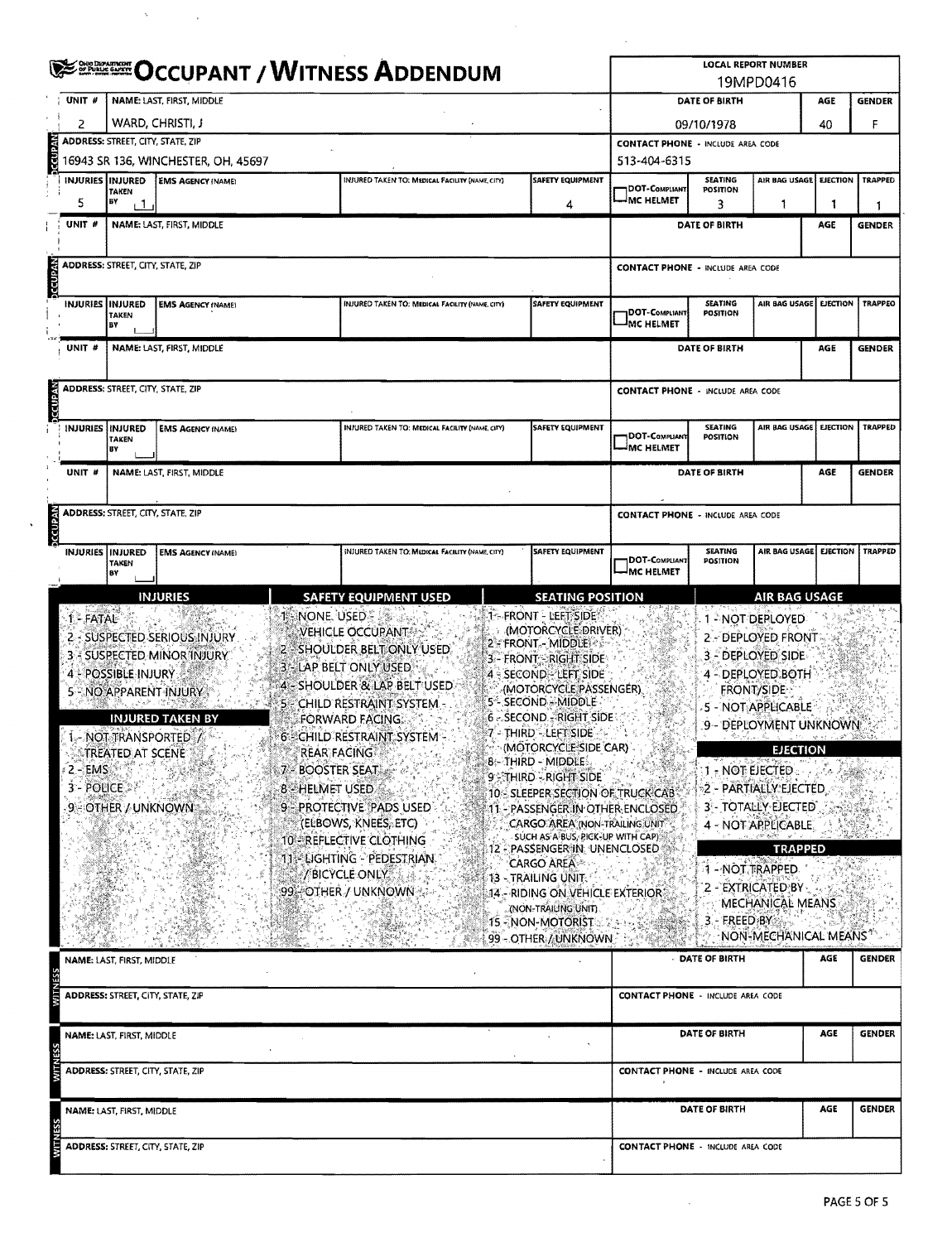# OHIO DEPARTMENT OF PUBLIC SAFETY — OCCUPANT / WITNESS ADDENDUM

**LOCAL REPORT NUMBER:** 19MPD0416

## Occupant

| UNIT # | NAME: LAST, FIRST, MIDDLE | DATE OF BIRTH | AGE | GENDER |
|---|---|---|---|---|
| 2 | WARD, CHRISTI, J | 09/10/1978 | 40 | F |

| ADDRESS: STREET, CITY, STATE, ZIP | CONTACT PHONE - INCLUDE AREA CODE |
|---|---|
| 16943 SR 136, WINCHESTER, OH, 45697 | 513-404-6315 |

| INJURIES | INJURED TAKEN BY | EMS AGENCY (NAME) | INJURED TAKEN TO: MEDICAL FACILITY (NAME, CITY) | SAFETY EQUIPMENT | DOT-COMPLIANT MC HELMET | SEATING POSITION | AIR BAG USAGE | EJECTION | TRAPPED |
|---|---|---|---|---|---|---|---|---|---|
| 5 | 1 | | | 4 | | 3 | 1 | 1 | 1 |

## Occupant

| UNIT # | NAME: LAST, FIRST, MIDDLE | DATE OF BIRTH | AGE | GENDER |
|---|---|---|---|---|
| | | | | |

| ADDRESS: STREET, CITY, STATE, ZIP | CONTACT PHONE - INCLUDE AREA CODE |
|---|---|
| | |

| INJURIES | INJURED TAKEN BY | EMS AGENCY (NAME) | INJURED TAKEN TO: MEDICAL FACILITY (NAME, CITY) | SAFETY EQUIPMENT | DOT-COMPLIANT MC HELMET | SEATING POSITION | AIR BAG USAGE | EJECTION | TRAPPED |
|---|---|---|---|---|---|---|---|---|---|
| | | | | | | | | | |

## Occupant

| UNIT # | NAME: LAST, FIRST, MIDDLE | DATE OF BIRTH | AGE | GENDER |
|---|---|---|---|---|
| | | | | |

| ADDRESS: STREET, CITY, STATE, ZIP | CONTACT PHONE - INCLUDE AREA CODE |
|---|---|
| | |

| INJURIES | INJURED TAKEN BY | EMS AGENCY (NAME) | INJURED TAKEN TO: MEDICAL FACILITY (NAME, CITY) | SAFETY EQUIPMENT | DOT-COMPLIANT MC HELMET | SEATING POSITION | AIR BAG USAGE | EJECTION | TRAPPED |
|---|---|---|---|---|---|---|---|---|---|
| | | | | | | | | | |

## Occupant

| UNIT # | NAME: LAST, FIRST, MIDDLE | DATE OF BIRTH | AGE | GENDER |
|---|---|---|---|---|
| | | | | |

| ADDRESS: STREET, CITY, STATE, ZIP | CONTACT PHONE - INCLUDE AREA CODE |
|---|---|
| | |

| INJURIES | INJURED TAKEN BY | EMS AGENCY (NAME) | INJURED TAKEN TO: MEDICAL FACILITY (NAME, CITY) | SAFETY EQUIPMENT | DOT-COMPLIANT MC HELMET | SEATING POSITION | AIR BAG USAGE | EJECTION | TRAPPED |
|---|---|---|---|---|---|---|---|---|---|
| | | | | | | | | | |

## Codes

**INJURIES**
1 - FATAL
2 - SUSPECTED SERIOUS INJURY
3 - SUSPECTED MINOR INJURY
4 - POSSIBLE INJURY
5 - NO APPARENT INJURY

**INJURED TAKEN BY**
1 - NOT TRANSPORTED / TREATED AT SCENE
2 - EMS
3 - POLICE
9 - OTHER / UNKNOWN

**SAFETY EQUIPMENT USED**
1 - NONE USED - VEHICLE OCCUPANT
2 - SHOULDER BELT ONLY USED
3 - LAP BELT ONLY USED
4 - SHOULDER & LAP BELT USED
5 - CHILD RESTRAINT SYSTEM - FORWARD FACING
6 - CHILD RESTRAINT SYSTEM - REAR FACING
7 - BOOSTER SEAT
8 - HELMET USED
9 - PROTECTIVE PADS USED (ELBOWS, KNEES, ETC)
10 - REFLECTIVE CLOTHING
11 - LIGHTING - PEDESTRIAN / BICYCLE ONLY
99 - OTHER / UNKNOWN

**SEATING POSITION**
1 - FRONT - LEFT SIDE (MOTORCYCLE DRIVER)
2 - FRONT - MIDDLE
3 - FRONT - RIGHT SIDE
4 - SECOND - LEFT SIDE (MOTORCYCLE PASSENGER)
5 - SECOND - MIDDLE
6 - SECOND - RIGHT SIDE
7 - THIRD - LEFT SIDE (MOTORCYCLE SIDE CAR)
8 - THIRD - MIDDLE
9 - THIRD - RIGHT SIDE
10 - SLEEPER SECTION OF TRUCK CAB
11 - PASSENGER IN OTHER ENCLOSED CARGO AREA (NON-TRAILING UNIT SUCH AS A BUS, PICK-UP WITH CAP)
12 - PASSENGER IN UNENCLOSED CARGO AREA
13 - TRAILING UNIT
14 - RIDING ON VEHICLE EXTERIOR (NON-TRAILING UNIT)
15 - NON-MOTORIST
99 - OTHER / UNKNOWN

**AIR BAG USAGE**
1 - NOT DEPLOYED
2 - DEPLOYED FRONT
3 - DEPLOYED SIDE
4 - DEPLOYED BOTH FRONT/SIDE
5 - NOT APPLICABLE
9 - DEPLOYMENT UNKNOWN

**EJECTION**
1 - NOT EJECTED
2 - PARTIALLY EJECTED
3 - TOTALLY EJECTED
4 - NOT APPLICABLE

**TRAPPED**
1 - NOT TRAPPED
2 - EXTRICATED BY MECHANICAL MEANS
3 - FREED BY NON-MECHANICAL MEANS

## Witness

| NAME: LAST, FIRST, MIDDLE | DATE OF BIRTH | AGE | GENDER |
|---|---|---|---|
| | | | |

| ADDRESS: STREET, CITY, STATE, ZIP | CONTACT PHONE - INCLUDE AREA CODE |
|---|---|
| | |

## Witness

| NAME: LAST, FIRST, MIDDLE | DATE OF BIRTH | AGE | GENDER |
|---|---|---|---|
| | | | |

| ADDRESS: STREET, CITY, STATE, ZIP | CONTACT PHONE - INCLUDE AREA CODE |
|---|---|
| | |

## Witness

| NAME: LAST, FIRST, MIDDLE | DATE OF BIRTH | AGE | GENDER |
|---|---|---|---|
| | | | |

| ADDRESS: STREET, CITY, STATE, ZIP | CONTACT PHONE - INCLUDE AREA CODE |
|---|---|
| | |